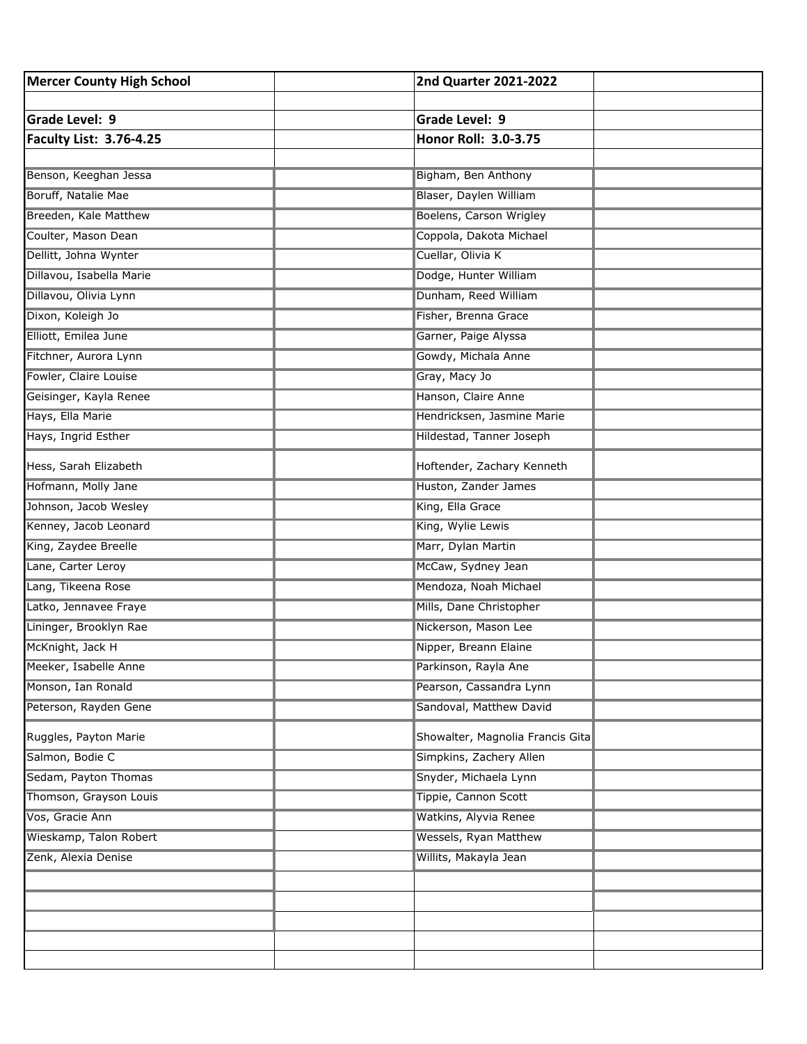| Mercer County High School | | 2nd Quarter 2021-2022 | |
|---|---|---|---|
| | | | |
| Grade Level: 9 | | Grade Level: 9 | |
| Faculty List: 3.76-4.25 | | Honor Roll: 3.0-3.75 | |
| | | | |
| Benson, Keeghan Jessa | | Bigham, Ben Anthony | |
| Boruff, Natalie Mae | | Blaser, Daylen William | |
| Breeden, Kale Matthew | | Boelens, Carson Wrigley | |
| Coulter, Mason Dean | | Coppola, Dakota Michael | |
| Dellitt, Johna Wynter | | Cuellar, Olivia K | |
| Dillavou, Isabella Marie | | Dodge, Hunter William | |
| Dillavou, Olivia Lynn | | Dunham, Reed William | |
| Dixon, Koleigh Jo | | Fisher, Brenna Grace | |
| Elliott, Emilea June | | Garner, Paige Alyssa | |
| Fitchner, Aurora Lynn | | Gowdy, Michala Anne | |
| Fowler, Claire Louise | | Gray, Macy Jo | |
| Geisinger, Kayla Renee | | Hanson, Claire Anne | |
| Hays, Ella Marie | | Hendricksen, Jasmine Marie | |
| Hays, Ingrid Esther | | Hildestad, Tanner Joseph | |
| Hess, Sarah Elizabeth | | Hoftender, Zachary Kenneth | |
| Hofmann, Molly Jane | | Huston, Zander James | |
| Johnson, Jacob Wesley | | King, Ella Grace | |
| Kenney, Jacob Leonard | | King, Wylie Lewis | |
| King, Zaydee Breelle | | Marr, Dylan Martin | |
| Lane, Carter Leroy | | McCaw, Sydney Jean | |
| Lang, Tikeena Rose | | Mendoza, Noah Michael | |
| Latko, Jennavee Fraye | | Mills, Dane Christopher | |
| Lininger, Brooklyn Rae | | Nickerson, Mason Lee | |
| McKnight, Jack H | | Nipper, Breann Elaine | |
| Meeker, Isabelle Anne | | Parkinson, Rayla Ane | |
| Monson, Ian Ronald | | Pearson, Cassandra Lynn | |
| Peterson, Rayden Gene | | Sandoval, Matthew David | |
| Ruggles, Payton Marie | | Showalter, Magnolia Francis Gita | |
| Salmon, Bodie C | | Simpkins, Zachery Allen | |
| Sedam, Payton Thomas | | Snyder, Michaela Lynn | |
| Thomson, Grayson Louis | | Tippie, Cannon Scott | |
| Vos, Gracie Ann | | Watkins, Alyvia Renee | |
| Wieskamp, Talon Robert | | Wessels, Ryan Matthew | |
| Zenk, Alexia Denise | | Willits, Makayla Jean | |
| | | | |
| | | | |
| | | | |
| | | | |
| | | | |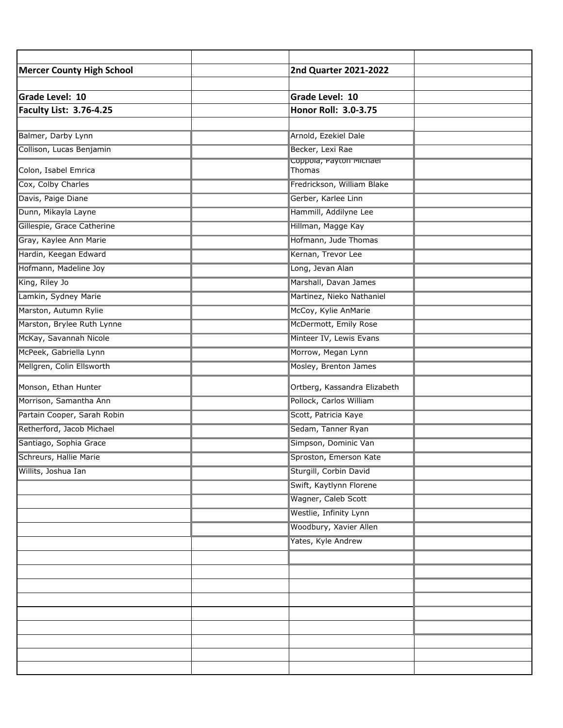| Mercer County High School | 2nd Quarter 2021-2022 |
|---|---|
| **Grade Level: 10** | **Grade Level: 10** |
| **Faculty List: 3.76-4.25** | **Honor Roll: 3.0-3.75** |
| Balmer, Darby Lynn | Arnold, Ezekiel Dale |
| Collison, Lucas Benjamin | Becker, Lexi Rae |
| Colon, Isabel Emrica | Coppola, Payton Michael Thomas |
| Cox, Colby Charles | Fredrickson, William Blake |
| Davis, Paige Diane | Gerber, Karlee Linn |
| Dunn, Mikayla Layne | Hammill, Addilyne Lee |
| Gillespie, Grace Catherine | Hillman, Magge Kay |
| Gray, Kaylee Ann Marie | Hofmann, Jude Thomas |
| Hardin, Keegan Edward | Kernan, Trevor Lee |
| Hofmann, Madeline Joy | Long, Jevan Alan |
| King, Riley Jo | Marshall, Davan James |
| Lamkin, Sydney Marie | Martinez, Nieko Nathaniel |
| Marston, Autumn Rylie | McCoy, Kylie AnMarie |
| Marston, Brylee Ruth Lynne | McDermott, Emily Rose |
| McKay, Savannah Nicole | Minteer IV, Lewis Evans |
| McPeek, Gabriella Lynn | Morrow, Megan Lynn |
| Mellgren, Colin Ellsworth | Mosley, Brenton James |
| Monson, Ethan Hunter | Ortberg, Kassandra Elizabeth |
| Morrison, Samantha Ann | Pollock, Carlos William |
| Partain Cooper, Sarah Robin | Scott, Patricia Kaye |
| Retherford, Jacob Michael | Sedam, Tanner Ryan |
| Santiago, Sophia Grace | Simpson, Dominic Van |
| Schreurs, Hallie Marie | Sproston, Emerson Kate |
| Willits, Joshua Ian | Sturgill, Corbin David |
| | Swift, Kaytlynn Florene |
| | Wagner, Caleb Scott |
| | Westlie, Infinity Lynn |
| | Woodbury, Xavier Allen |
| | Yates, Kyle Andrew |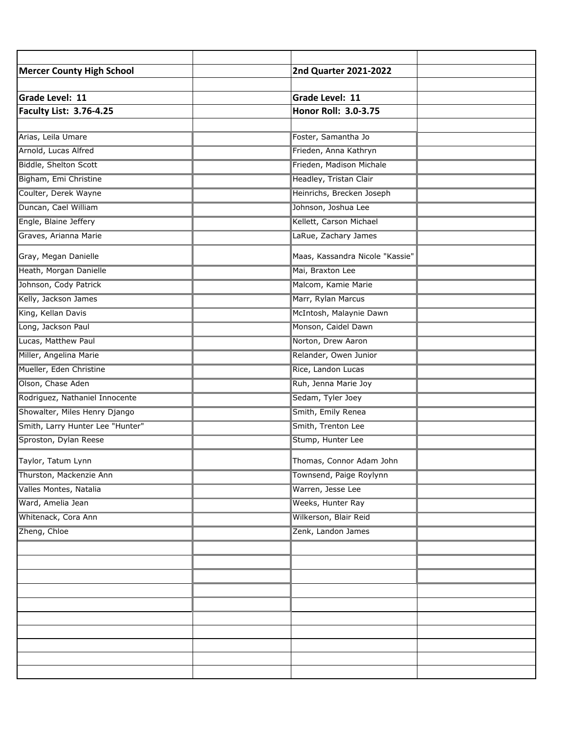**Mercer County High School** — **2nd Quarter 2021-2022**

| **Grade Level: 11**<br>**Faculty List: 3.76-4.25** | **Grade Level: 11**<br>**Honor Roll: 3.0-3.75** |
|---|---|
| Arias, Leila Umare | Foster, Samantha Jo |
| Arnold, Lucas Alfred | Frieden, Anna Kathryn |
| Biddle, Shelton Scott | Frieden, Madison Michale |
| Bigham, Emi Christine | Headley, Tristan Clair |
| Coulter, Derek Wayne | Heinrichs, Brecken Joseph |
| Duncan, Cael William | Johnson, Joshua Lee |
| Engle, Blaine Jeffery | Kellett, Carson Michael |
| Graves, Arianna Marie | LaRue, Zachary James |
| Gray, Megan Danielle | Maas, Kassandra Nicole "Kassie" |
| Heath, Morgan Danielle | Mai, Braxton Lee |
| Johnson, Cody Patrick | Malcom, Kamie Marie |
| Kelly, Jackson James | Marr, Rylan Marcus |
| King, Kellan Davis | McIntosh, Malaynie Dawn |
| Long, Jackson Paul | Monson, Caidel Dawn |
| Lucas, Matthew Paul | Norton, Drew Aaron |
| Miller, Angelina Marie | Relander, Owen Junior |
| Mueller, Eden Christine | Rice, Landon Lucas |
| Olson, Chase Aden | Ruh, Jenna Marie Joy |
| Rodriguez, Nathaniel Innocente | Sedam, Tyler Joey |
| Showalter, Miles Henry Django | Smith, Emily Renea |
| Smith, Larry Hunter Lee "Hunter" | Smith, Trenton Lee |
| Sproston, Dylan Reese | Stump, Hunter Lee |
| Taylor, Tatum Lynn | Thomas, Connor Adam John |
| Thurston, Mackenzie Ann | Townsend, Paige Roylynn |
| Valles Montes, Natalia | Warren, Jesse Lee |
| Ward, Amelia Jean | Weeks, Hunter Ray |
| Whitenack, Cora Ann | Wilkerson, Blair Reid |
| Zheng, Chloe | Zenk, Landon James |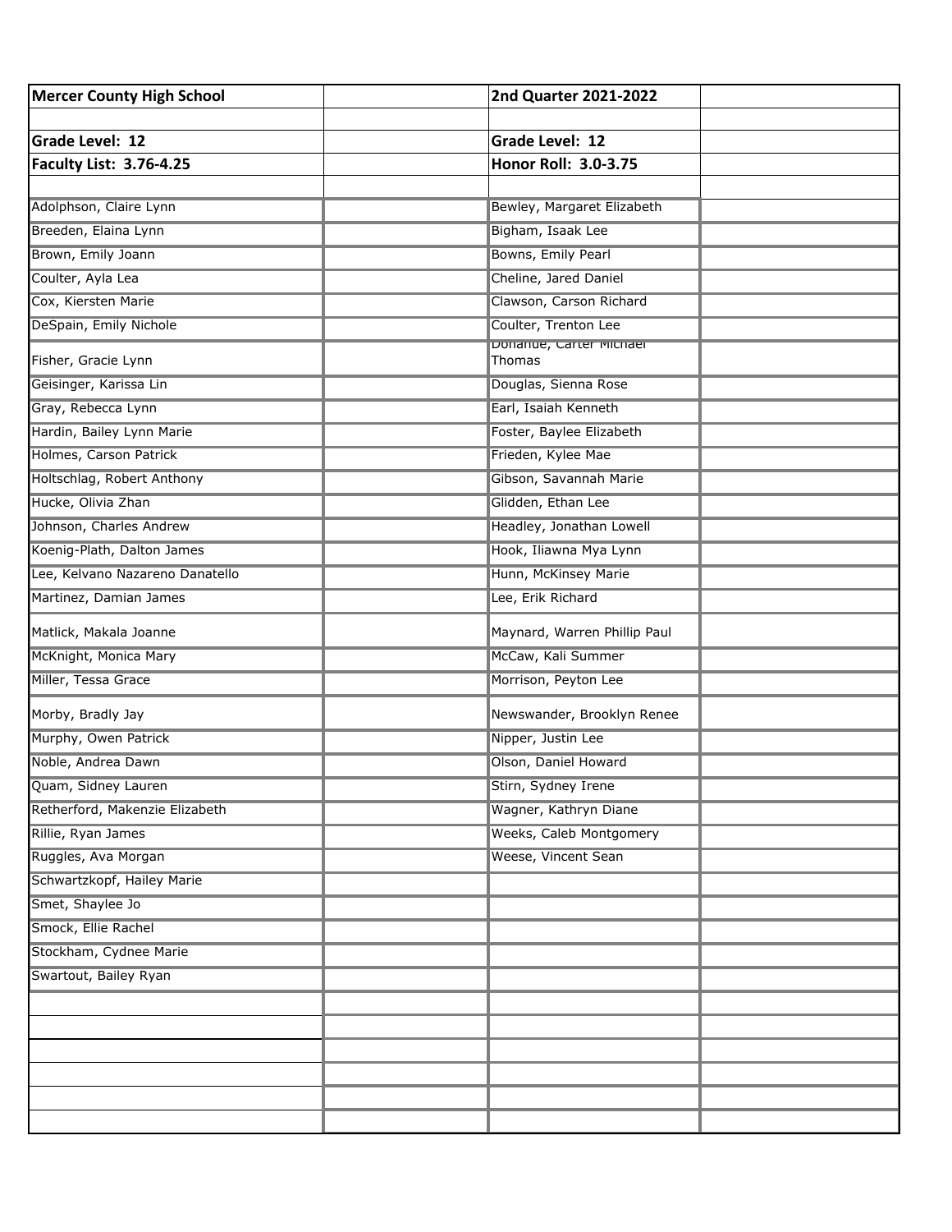| | | | |
|---|---|---|---|
| **Mercer County High School** | | **2nd Quarter 2021-2022** | |
| | | | |
| **Grade Level: 12** | | **Grade Level: 12** | |
| **Faculty List: 3.76-4.25** | | **Honor Roll: 3.0-3.75** | |
| | | | |
| Adolphson, Claire Lynn | | Bewley, Margaret Elizabeth | |
| Breeden, Elaina Lynn | | Bigham, Isaak Lee | |
| Brown, Emily Joann | | Bowns, Emily Pearl | |
| Coulter, Ayla Lea | | Cheline, Jared Daniel | |
| Cox, Kiersten Marie | | Clawson, Carson Richard | |
| DeSpain, Emily Nichole | | Coulter, Trenton Lee | |
| Fisher, Gracie Lynn | | Donahue, Carter Michael Thomas | |
| Geisinger, Karissa Lin | | Douglas, Sienna Rose | |
| Gray, Rebecca Lynn | | Earl, Isaiah Kenneth | |
| Hardin, Bailey Lynn Marie | | Foster, Baylee Elizabeth | |
| Holmes, Carson Patrick | | Frieden, Kylee Mae | |
| Holtschlag, Robert Anthony | | Gibson, Savannah Marie | |
| Hucke, Olivia Zhan | | Glidden, Ethan Lee | |
| Johnson, Charles Andrew | | Headley, Jonathan Lowell | |
| Koenig-Plath, Dalton James | | Hook, Iliawna Mya Lynn | |
| Lee, Kelvano Nazareno Danatello | | Hunn, McKinsey Marie | |
| Martinez, Damian James | | Lee, Erik Richard | |
| Matlick, Makala Joanne | | Maynard, Warren Phillip Paul | |
| McKnight, Monica Mary | | McCaw, Kali Summer | |
| Miller, Tessa Grace | | Morrison, Peyton Lee | |
| Morby, Bradly Jay | | Newswander, Brooklyn Renee | |
| Murphy, Owen Patrick | | Nipper, Justin Lee | |
| Noble, Andrea Dawn | | Olson, Daniel Howard | |
| Quam, Sidney Lauren | | Stirn, Sydney Irene | |
| Retherford, Makenzie Elizabeth | | Wagner, Kathryn Diane | |
| Rillie, Ryan James | | Weeks, Caleb Montgomery | |
| Ruggles, Ava Morgan | | Weese, Vincent Sean | |
| Schwartzkopf, Hailey Marie | | | |
| Smet, Shaylee Jo | | | |
| Smock, Ellie Rachel | | | |
| Stockham, Cydnee Marie | | | |
| Swartout, Bailey Ryan | | | |